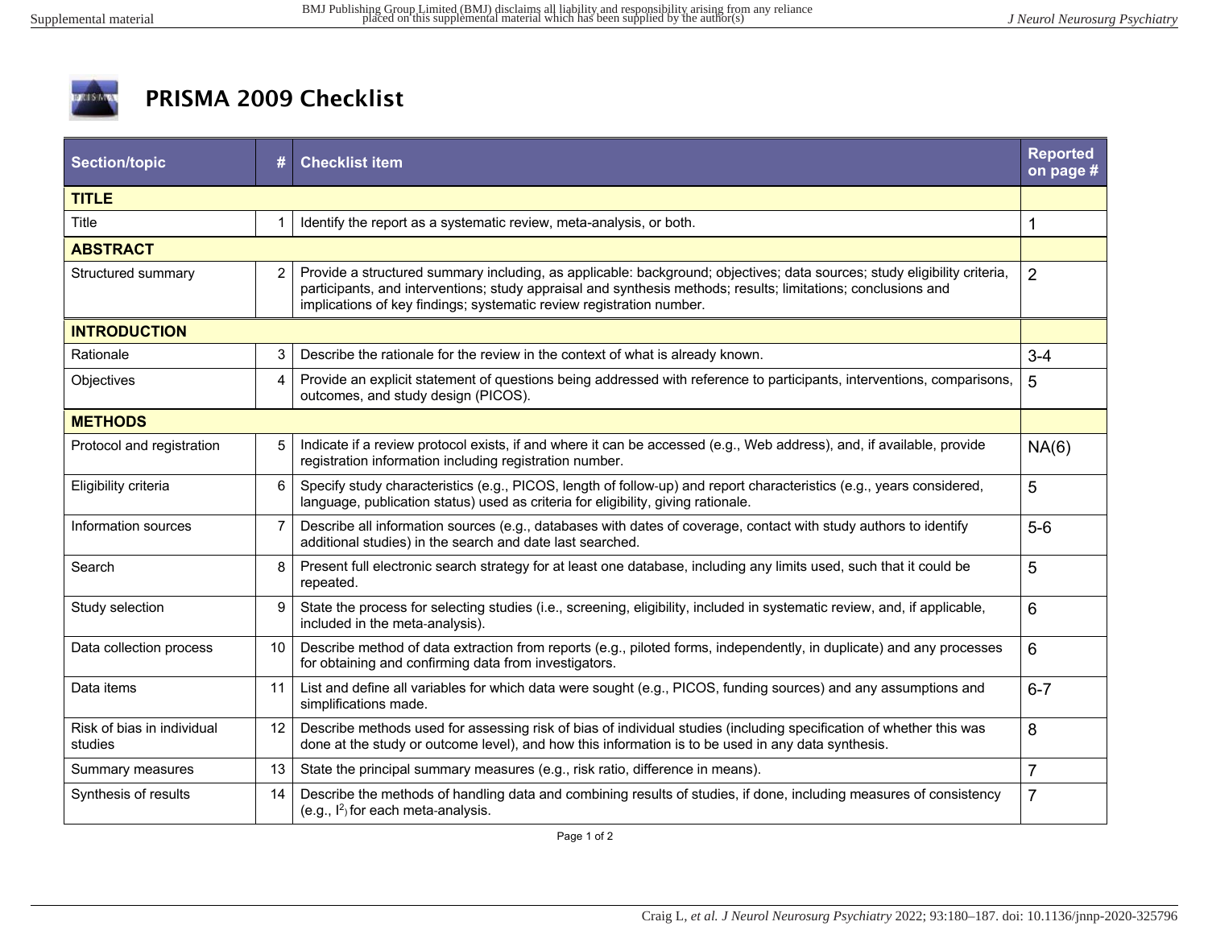# PRISMA 2009 Checklist

| Section/topic | # | Checklist item | Reported on page # |
|---|---|---|---|
| **TITLE** | | | |
| Title | 1 | Identify the report as a systematic review, meta-analysis, or both. | 1 |
| **ABSTRACT** | | | |
| Structured summary | 2 | Provide a structured summary including, as applicable: background; objectives; data sources; study eligibility criteria, participants, and interventions; study appraisal and synthesis methods; results; limitations; conclusions and implications of key findings; systematic review registration number. | 2 |
| **INTRODUCTION** | | | |
| Rationale | 3 | Describe the rationale for the review in the context of what is already known. | 3-4 |
| Objectives | 4 | Provide an explicit statement of questions being addressed with reference to participants, interventions, comparisons, outcomes, and study design (PICOS). | 5 |
| **METHODS** | | | |
| Protocol and registration | 5 | Indicate if a review protocol exists, if and where it can be accessed (e.g., Web address), and, if available, provide registration information including registration number. | NA(6) |
| Eligibility criteria | 6 | Specify study characteristics (e.g., PICOS, length of follow-up) and report characteristics (e.g., years considered, language, publication status) used as criteria for eligibility, giving rationale. | 5 |
| Information sources | 7 | Describe all information sources (e.g., databases with dates of coverage, contact with study authors to identify additional studies) in the search and date last searched. | 5-6 |
| Search | 8 | Present full electronic search strategy for at least one database, including any limits used, such that it could be repeated. | 5 |
| Study selection | 9 | State the process for selecting studies (i.e., screening, eligibility, included in systematic review, and, if applicable, included in the meta-analysis). | 6 |
| Data collection process | 10 | Describe method of data extraction from reports (e.g., piloted forms, independently, in duplicate) and any processes for obtaining and confirming data from investigators. | 6 |
| Data items | 11 | List and define all variables for which data were sought (e.g., PICOS, funding sources) and any assumptions and simplifications made. | 6-7 |
| Risk of bias in individual studies | 12 | Describe methods used for assessing risk of bias of individual studies (including specification of whether this was done at the study or outcome level), and how this information is to be used in any data synthesis. | 8 |
| Summary measures | 13 | State the principal summary measures (e.g., risk ratio, difference in means). | 7 |
| Synthesis of results | 14 | Describe the methods of handling data and combining results of studies, if done, including measures of consistency (e.g., $I^2$) for each meta-analysis. | 7 |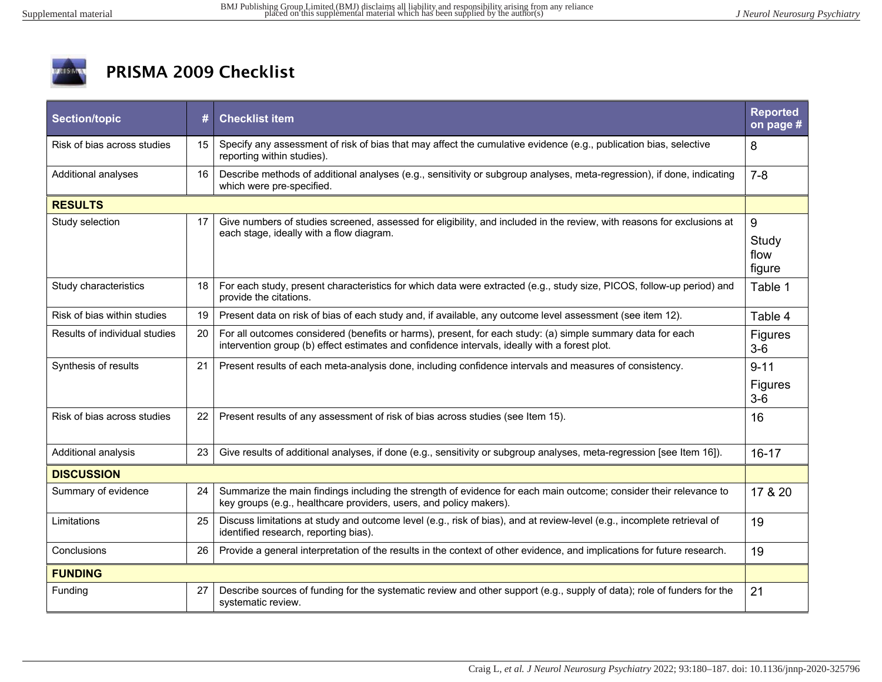# PRISMA 2009 Checklist

| Section/topic | # | Checklist item | Reported on page # |
|---|---|---|---|
| Risk of bias across studies | 15 | Specify any assessment of risk of bias that may affect the cumulative evidence (e.g., publication bias, selective reporting within studies). | 8 |
| Additional analyses | 16 | Describe methods of additional analyses (e.g., sensitivity or subgroup analyses, meta-regression), if done, indicating which were pre-specified. | 7-8 |
| **RESULTS** | | | |
| Study selection | 17 | Give numbers of studies screened, assessed for eligibility, and included in the review, with reasons for exclusions at each stage, ideally with a flow diagram. | 9 Study flow figure |
| Study characteristics | 18 | For each study, present characteristics for which data were extracted (e.g., study size, PICOS, follow-up period) and provide the citations. | Table 1 |
| Risk of bias within studies | 19 | Present data on risk of bias of each study and, if available, any outcome level assessment (see item 12). | Table 4 |
| Results of individual studies | 20 | For all outcomes considered (benefits or harms), present, for each study: (a) simple summary data for each intervention group (b) effect estimates and confidence intervals, ideally with a forest plot. | Figures 3-6 |
| Synthesis of results | 21 | Present results of each meta-analysis done, including confidence intervals and measures of consistency. | 9-11 Figures 3-6 |
| Risk of bias across studies | 22 | Present results of any assessment of risk of bias across studies (see Item 15). | 16 |
| Additional analysis | 23 | Give results of additional analyses, if done (e.g., sensitivity or subgroup analyses, meta-regression [see Item 16]). | 16-17 |
| **DISCUSSION** | | | |
| Summary of evidence | 24 | Summarize the main findings including the strength of evidence for each main outcome; consider their relevance to key groups (e.g., healthcare providers, users, and policy makers). | 17 & 20 |
| Limitations | 25 | Discuss limitations at study and outcome level (e.g., risk of bias), and at review-level (e.g., incomplete retrieval of identified research, reporting bias). | 19 |
| Conclusions | 26 | Provide a general interpretation of the results in the context of other evidence, and implications for future research. | 19 |
| **FUNDING** | | | |
| Funding | 27 | Describe sources of funding for the systematic review and other support (e.g., supply of data); role of funders for the systematic review. | 21 |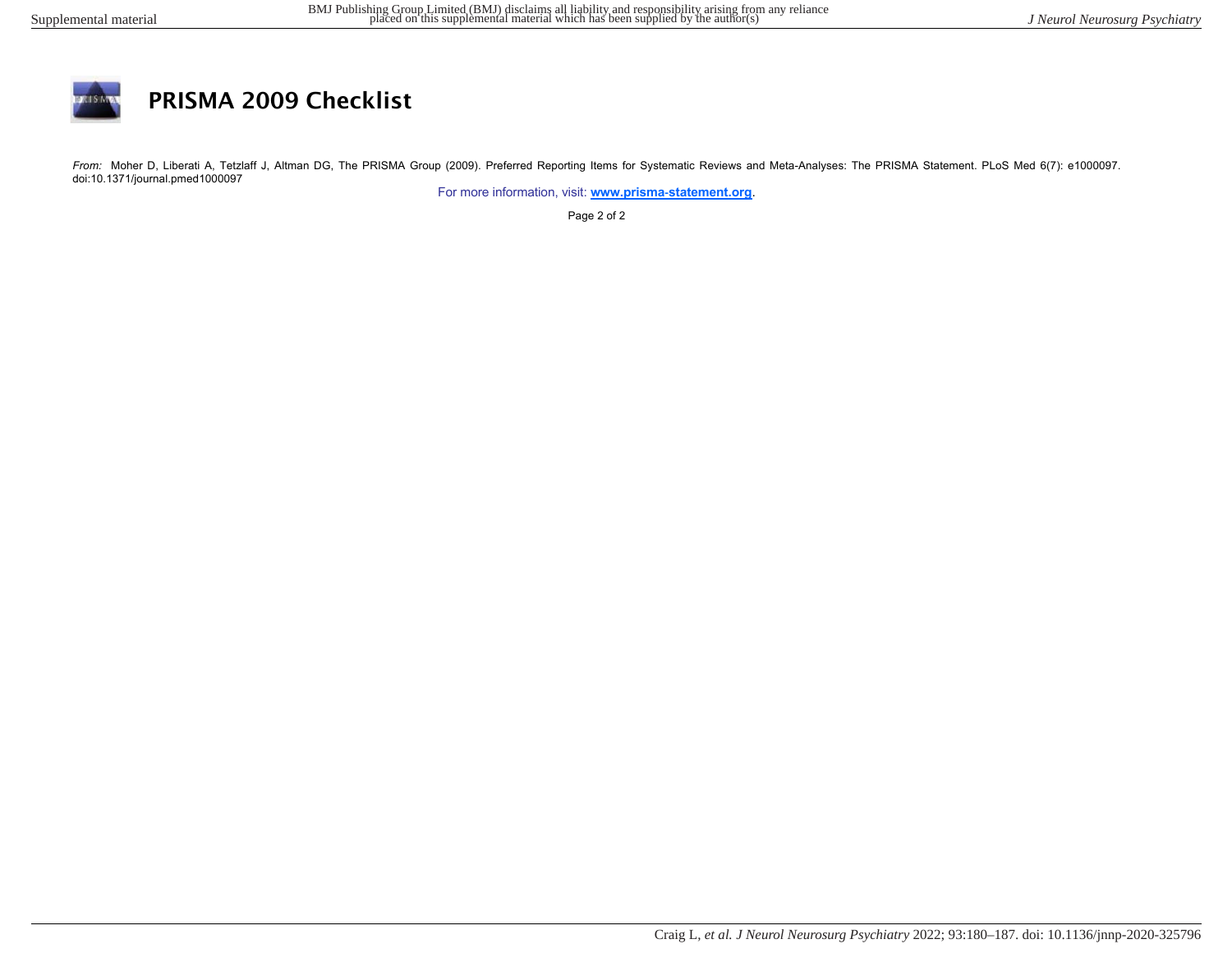# PRISMA 2009 Checklist

*From:* Moher D, Liberati A, Tetzlaff J, Altman DG, The PRISMA Group (2009). Preferred Reporting Items for Systematic Reviews and Meta-Analyses: The PRISMA Statement. PLoS Med 6(7): e1000097. doi:10.1371/journal.pmed1000097

For more information, visit: **www.prisma-statement.org**.